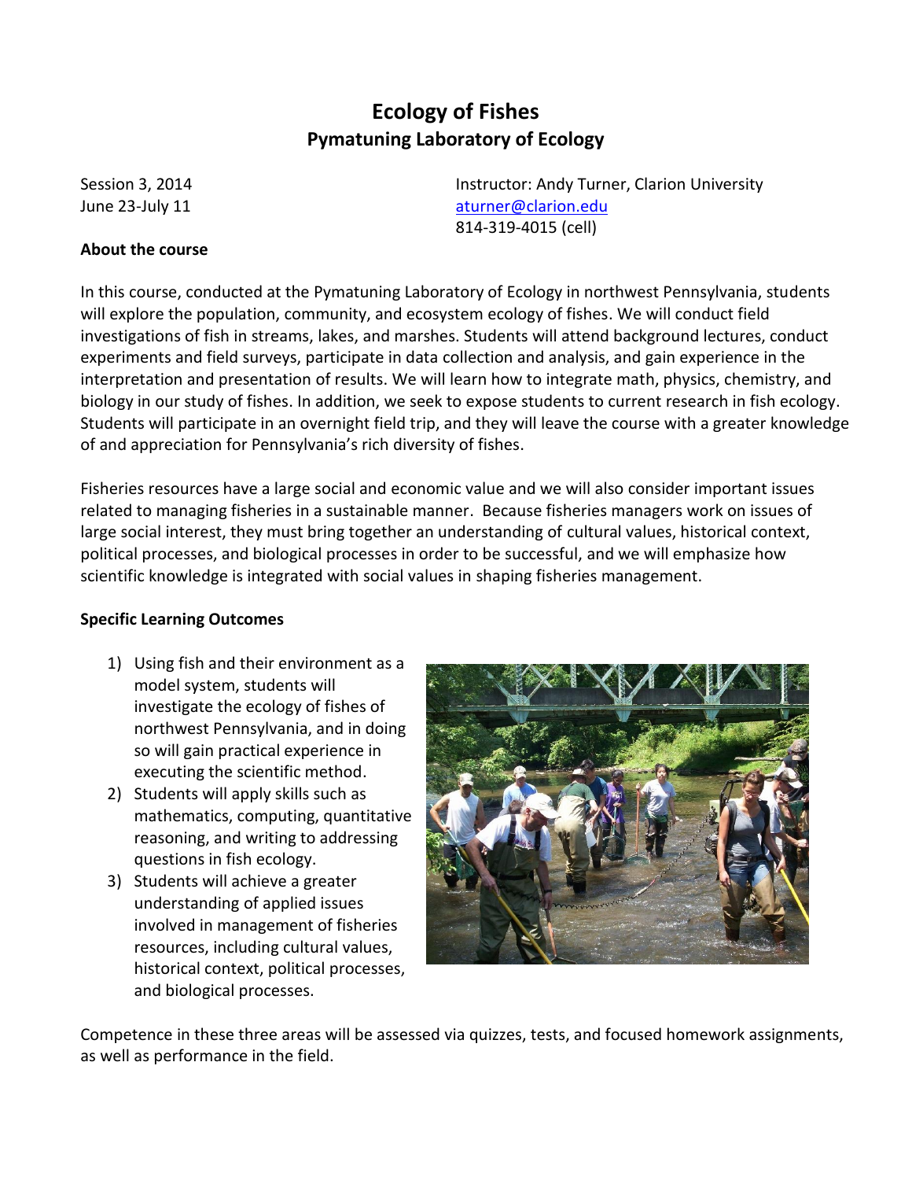# Ecology of Fishes

## Pymatuning Laboratory of Ecology

Session 3, 2014
June 23-July 11

Instructor: Andy Turner, Clarion University
aturner@clarion.edu
814-319-4015 (cell)

**About the course**

In this course, conducted at the Pymatuning Laboratory of Ecology in northwest Pennsylvania, students will explore the population, community, and ecosystem ecology of fishes. We will conduct field investigations of fish in streams, lakes, and marshes. Students will attend background lectures, conduct experiments and field surveys, participate in data collection and analysis, and gain experience in the interpretation and presentation of results. We will learn how to integrate math, physics, chemistry, and biology in our study of fishes. In addition, we seek to expose students to current research in fish ecology. Students will participate in an overnight field trip, and they will leave the course with a greater knowledge of and appreciation for Pennsylvania's rich diversity of fishes.

Fisheries resources have a large social and economic value and we will also consider important issues related to managing fisheries in a sustainable manner. Because fisheries managers work on issues of large social interest, they must bring together an understanding of cultural values, historical context, political processes, and biological processes in order to be successful, and we will emphasize how scientific knowledge is integrated with social values in shaping fisheries management.

**Specific Learning Outcomes**

1) Using fish and their environment as a model system, students will investigate the ecology of fishes of northwest Pennsylvania, and in doing so will gain practical experience in executing the scientific method.
2) Students will apply skills such as mathematics, computing, quantitative reasoning, and writing to addressing questions in fish ecology.
3) Students will achieve a greater understanding of applied issues involved in management of fisheries resources, including cultural values, historical context, political processes, and biological processes.

Competence in these three areas will be assessed via quizzes, tests, and focused homework assignments, as well as performance in the field.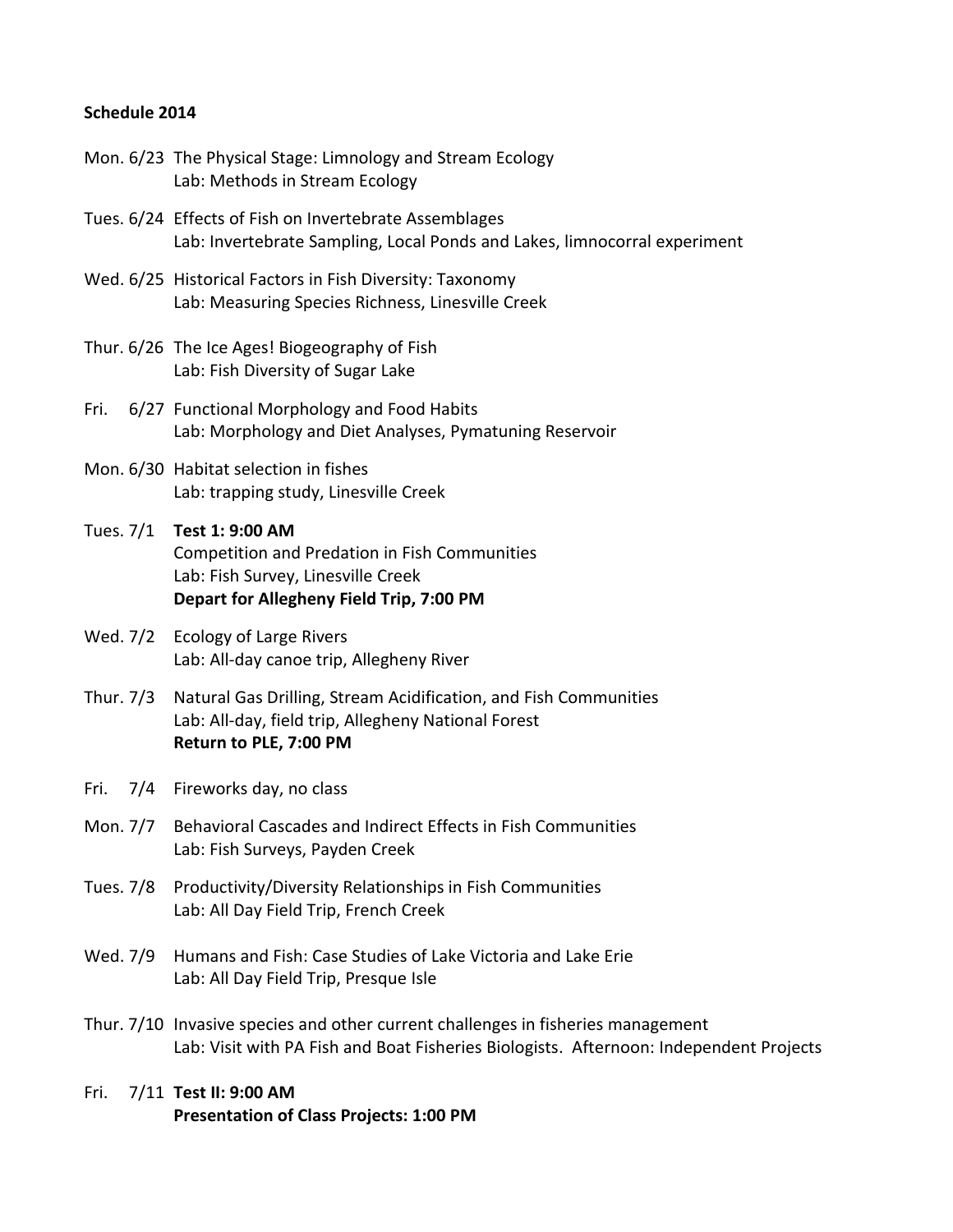**Schedule 2014**

Mon. 6/23 The Physical Stage: Limnology and Stream Ecology
Lab: Methods in Stream Ecology

Tues. 6/24 Effects of Fish on Invertebrate Assemblages
Lab: Invertebrate Sampling, Local Ponds and Lakes, limnocorral experiment

Wed. 6/25 Historical Factors in Fish Diversity: Taxonomy
Lab: Measuring Species Richness, Linesville Creek

Thur. 6/26 The Ice Ages! Biogeography of Fish
Lab: Fish Diversity of Sugar Lake

Fri. 6/27 Functional Morphology and Food Habits
Lab: Morphology and Diet Analyses, Pymatuning Reservoir

Mon. 6/30 Habitat selection in fishes
Lab: trapping study, Linesville Creek

Tues. 7/1 **Test 1: 9:00 AM**
Competition and Predation in Fish Communities
Lab: Fish Survey, Linesville Creek
**Depart for Allegheny Field Trip, 7:00 PM**

Wed. 7/2 Ecology of Large Rivers
Lab: All-day canoe trip, Allegheny River

Thur. 7/3 Natural Gas Drilling, Stream Acidification, and Fish Communities
Lab: All-day, field trip, Allegheny National Forest
**Return to PLE, 7:00 PM**

Fri. 7/4 Fireworks day, no class

Mon. 7/7 Behavioral Cascades and Indirect Effects in Fish Communities
Lab: Fish Surveys, Payden Creek

Tues. 7/8 Productivity/Diversity Relationships in Fish Communities
Lab: All Day Field Trip, French Creek

Wed. 7/9 Humans and Fish: Case Studies of Lake Victoria and Lake Erie
Lab: All Day Field Trip, Presque Isle

Thur. 7/10 Invasive species and other current challenges in fisheries management
Lab: Visit with PA Fish and Boat Fisheries Biologists. Afternoon: Independent Projects

Fri. 7/11 **Test II: 9:00 AM**
**Presentation of Class Projects: 1:00 PM**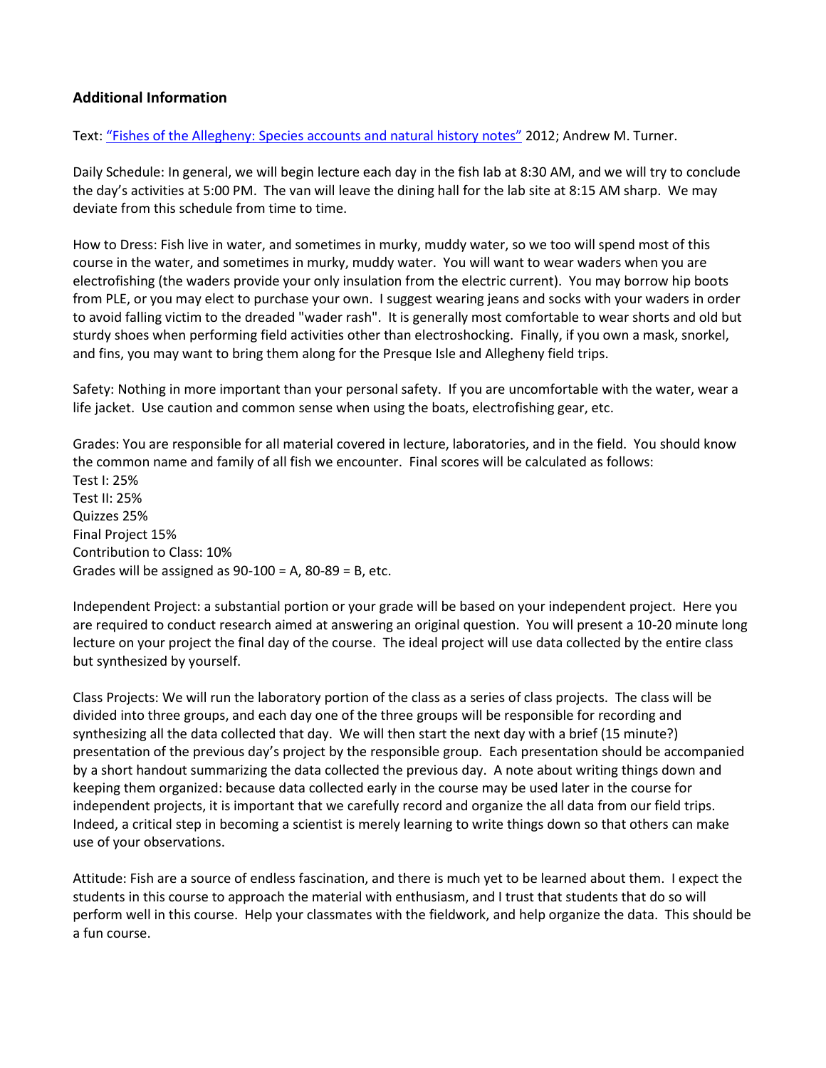**Additional Information**

Text: "Fishes of the Allegheny: Species accounts and natural history notes" 2012; Andrew M. Turner.

Daily Schedule: In general, we will begin lecture each day in the fish lab at 8:30 AM, and we will try to conclude the day's activities at 5:00 PM. The van will leave the dining hall for the lab site at 8:15 AM sharp. We may deviate from this schedule from time to time.

How to Dress: Fish live in water, and sometimes in murky, muddy water, so we too will spend most of this course in the water, and sometimes in murky, muddy water. You will want to wear waders when you are electrofishing (the waders provide your only insulation from the electric current). You may borrow hip boots from PLE, or you may elect to purchase your own. I suggest wearing jeans and socks with your waders in order to avoid falling victim to the dreaded "wader rash". It is generally most comfortable to wear shorts and old but sturdy shoes when performing field activities other than electroshocking. Finally, if you own a mask, snorkel, and fins, you may want to bring them along for the Presque Isle and Allegheny field trips.

Safety: Nothing in more important than your personal safety. If you are uncomfortable with the water, wear a life jacket. Use caution and common sense when using the boats, electrofishing gear, etc.

Grades: You are responsible for all material covered in lecture, laboratories, and in the field. You should know the common name and family of all fish we encounter. Final scores will be calculated as follows:
Test I: 25%
Test II: 25%
Quizzes 25%
Final Project 15%
Contribution to Class: 10%
Grades will be assigned as 90-100 = A, 80-89 = B, etc.

Independent Project: a substantial portion or your grade will be based on your independent project. Here you are required to conduct research aimed at answering an original question. You will present a 10-20 minute long lecture on your project the final day of the course. The ideal project will use data collected by the entire class but synthesized by yourself.

Class Projects: We will run the laboratory portion of the class as a series of class projects. The class will be divided into three groups, and each day one of the three groups will be responsible for recording and synthesizing all the data collected that day. We will then start the next day with a brief (15 minute?) presentation of the previous day's project by the responsible group. Each presentation should be accompanied by a short handout summarizing the data collected the previous day. A note about writing things down and keeping them organized: because data collected early in the course may be used later in the course for independent projects, it is important that we carefully record and organize the all data from our field trips. Indeed, a critical step in becoming a scientist is merely learning to write things down so that others can make use of your observations.

Attitude: Fish are a source of endless fascination, and there is much yet to be learned about them. I expect the students in this course to approach the material with enthusiasm, and I trust that students that do so will perform well in this course. Help your classmates with the fieldwork, and help organize the data. This should be a fun course.